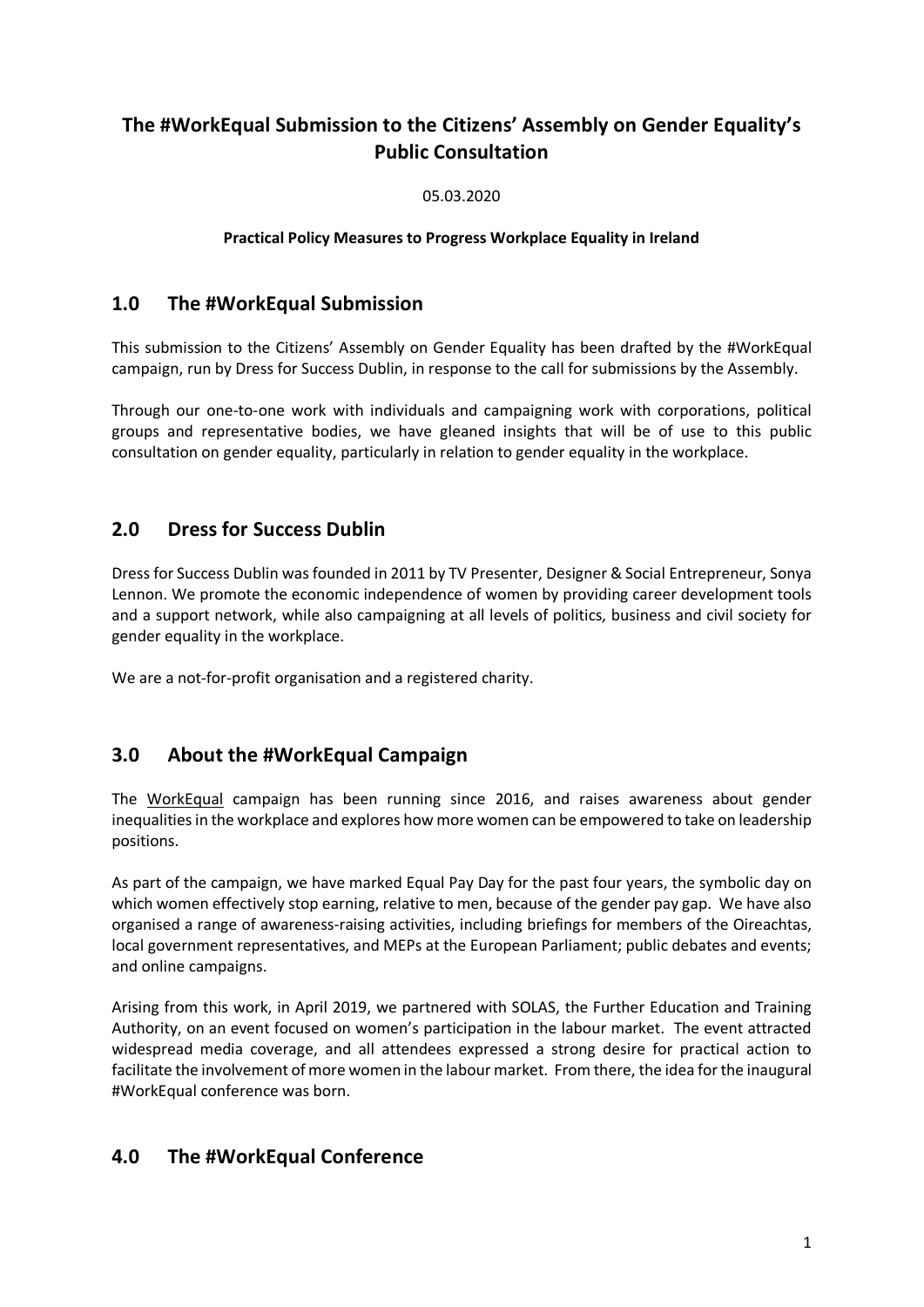# The #WorkEqual Submission to the Citizens' Assembly on Gender Equality's Public Consultation

05.03.2020

**Practical Policy Measures to Progress Workplace Equality in Ireland**

## 1.0 The #WorkEqual Submission

This submission to the Citizens' Assembly on Gender Equality has been drafted by the #WorkEqual campaign, run by Dress for Success Dublin, in response to the call for submissions by the Assembly.

Through our one-to-one work with individuals and campaigning work with corporations, political groups and representative bodies, we have gleaned insights that will be of use to this public consultation on gender equality, particularly in relation to gender equality in the workplace.

## 2.0 Dress for Success Dublin

Dress for Success Dublin was founded in 2011 by TV Presenter, Designer & Social Entrepreneur, Sonya Lennon. We promote the economic independence of women by providing career development tools and a support network, while also campaigning at all levels of politics, business and civil society for gender equality in the workplace.

We are a not-for-profit organisation and a registered charity.

## 3.0 About the #WorkEqual Campaign

The WorkEqual campaign has been running since 2016, and raises awareness about gender inequalities in the workplace and explores how more women can be empowered to take on leadership positions.

As part of the campaign, we have marked Equal Pay Day for the past four years, the symbolic day on which women effectively stop earning, relative to men, because of the gender pay gap. We have also organised a range of awareness-raising activities, including briefings for members of the Oireachtas, local government representatives, and MEPs at the European Parliament; public debates and events; and online campaigns.

Arising from this work, in April 2019, we partnered with SOLAS, the Further Education and Training Authority, on an event focused on women's participation in the labour market. The event attracted widespread media coverage, and all attendees expressed a strong desire for practical action to facilitate the involvement of more women in the labour market. From there, the idea for the inaugural #WorkEqual conference was born.

## 4.0 The #WorkEqual Conference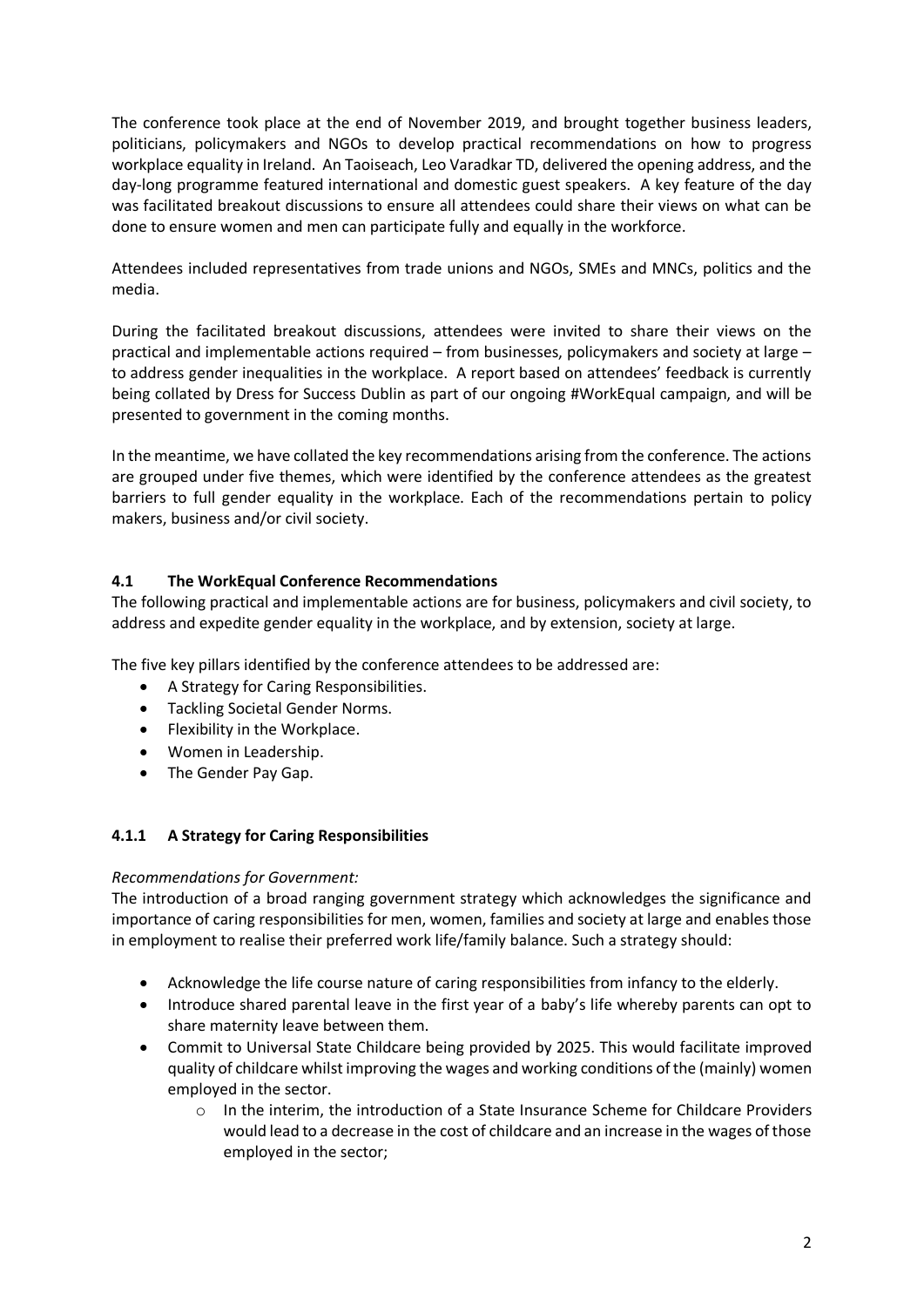The conference took place at the end of November 2019, and brought together business leaders, politicians, policymakers and NGOs to develop practical recommendations on how to progress workplace equality in Ireland. An Taoiseach, Leo Varadkar TD, delivered the opening address, and the day-long programme featured international and domestic guest speakers. A key feature of the day was facilitated breakout discussions to ensure all attendees could share their views on what can be done to ensure women and men can participate fully and equally in the workforce.

Attendees included representatives from trade unions and NGOs, SMEs and MNCs, politics and the media.

During the facilitated breakout discussions, attendees were invited to share their views on the practical and implementable actions required – from businesses, policymakers and society at large – to address gender inequalities in the workplace. A report based on attendees' feedback is currently being collated by Dress for Success Dublin as part of our ongoing #WorkEqual campaign, and will be presented to government in the coming months.

In the meantime, we have collated the key recommendations arising from the conference. The actions are grouped under five themes, which were identified by the conference attendees as the greatest barriers to full gender equality in the workplace. Each of the recommendations pertain to policy makers, business and/or civil society.

### 4.1 The WorkEqual Conference Recommendations

The following practical and implementable actions are for business, policymakers and civil society, to address and expedite gender equality in the workplace, and by extension, society at large.

The five key pillars identified by the conference attendees to be addressed are:

- A Strategy for Caring Responsibilities.
- Tackling Societal Gender Norms.
- Flexibility in the Workplace.
- Women in Leadership.
- The Gender Pay Gap.

#### 4.1.1 A Strategy for Caring Responsibilities

*Recommendations for Government:*

The introduction of a broad ranging government strategy which acknowledges the significance and importance of caring responsibilities for men, women, families and society at large and enables those in employment to realise their preferred work life/family balance. Such a strategy should:

- Acknowledge the life course nature of caring responsibilities from infancy to the elderly.
- Introduce shared parental leave in the first year of a baby's life whereby parents can opt to share maternity leave between them.
- Commit to Universal State Childcare being provided by 2025. This would facilitate improved quality of childcare whilst improving the wages and working conditions of the (mainly) women employed in the sector.
    - In the interim, the introduction of a State Insurance Scheme for Childcare Providers would lead to a decrease in the cost of childcare and an increase in the wages of those employed in the sector;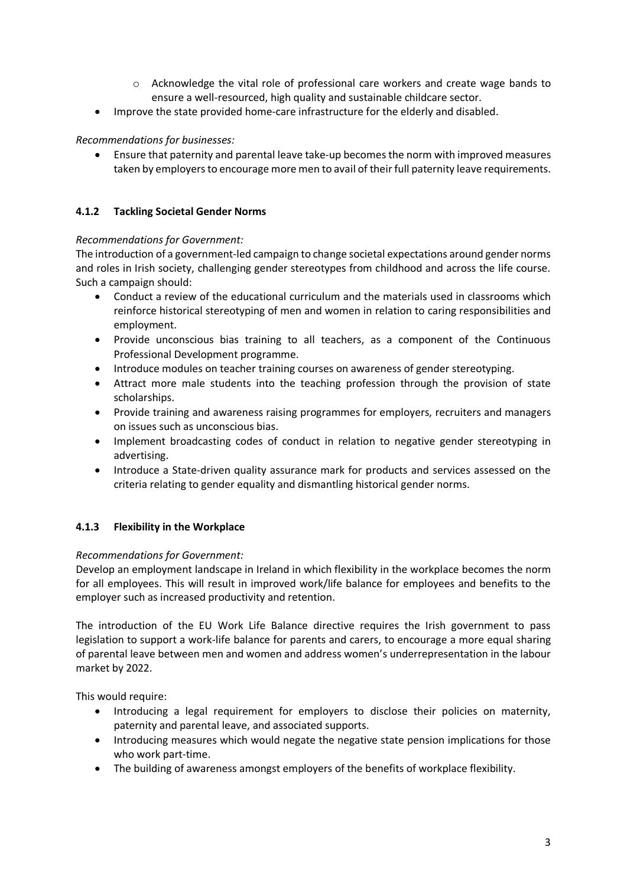- Acknowledge the vital role of professional care workers and create wage bands to ensure a well-resourced, high quality and sustainable childcare sector.
- Improve the state provided home-care infrastructure for the elderly and disabled.

*Recommendations for businesses:*

- Ensure that paternity and parental leave take-up becomes the norm with improved measures taken by employers to encourage more men to avail of their full paternity leave requirements.

### 4.1.2 Tackling Societal Gender Norms

*Recommendations for Government:*

The introduction of a government-led campaign to change societal expectations around gender norms and roles in Irish society, challenging gender stereotypes from childhood and across the life course. Such a campaign should:

- Conduct a review of the educational curriculum and the materials used in classrooms which reinforce historical stereotyping of men and women in relation to caring responsibilities and employment.
- Provide unconscious bias training to all teachers, as a component of the Continuous Professional Development programme.
- Introduce modules on teacher training courses on awareness of gender stereotyping.
- Attract more male students into the teaching profession through the provision of state scholarships.
- Provide training and awareness raising programmes for employers, recruiters and managers on issues such as unconscious bias.
- Implement broadcasting codes of conduct in relation to negative gender stereotyping in advertising.
- Introduce a State-driven quality assurance mark for products and services assessed on the criteria relating to gender equality and dismantling historical gender norms.

### 4.1.3 Flexibility in the Workplace

*Recommendations for Government:*

Develop an employment landscape in Ireland in which flexibility in the workplace becomes the norm for all employees. This will result in improved work/life balance for employees and benefits to the employer such as increased productivity and retention.

The introduction of the EU Work Life Balance directive requires the Irish government to pass legislation to support a work-life balance for parents and carers, to encourage a more equal sharing of parental leave between men and women and address women's underrepresentation in the labour market by 2022.

This would require:

- Introducing a legal requirement for employers to disclose their policies on maternity, paternity and parental leave, and associated supports.
- Introducing measures which would negate the negative state pension implications for those who work part-time.
- The building of awareness amongst employers of the benefits of workplace flexibility.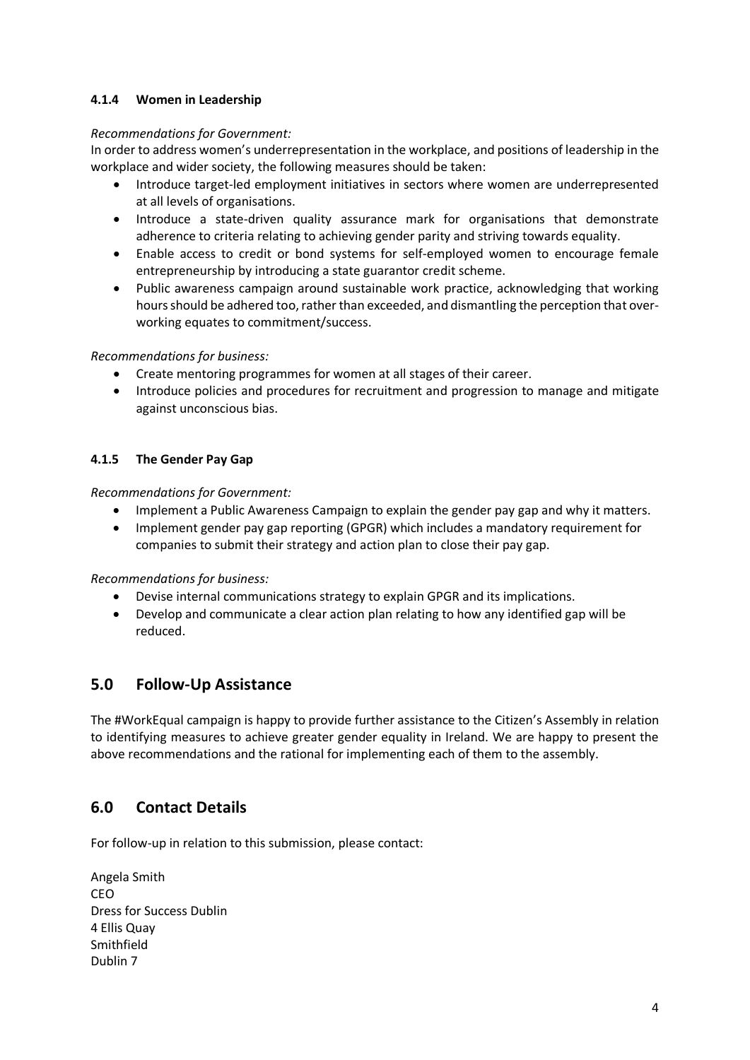#### 4.1.4 Women in Leadership

*Recommendations for Government:*

In order to address women's underrepresentation in the workplace, and positions of leadership in the workplace and wider society, the following measures should be taken:

- Introduce target-led employment initiatives in sectors where women are underrepresented at all levels of organisations.
- Introduce a state-driven quality assurance mark for organisations that demonstrate adherence to criteria relating to achieving gender parity and striving towards equality.
- Enable access to credit or bond systems for self-employed women to encourage female entrepreneurship by introducing a state guarantor credit scheme.
- Public awareness campaign around sustainable work practice, acknowledging that working hours should be adhered too, rather than exceeded, and dismantling the perception that over-working equates to commitment/success.

*Recommendations for business:*

- Create mentoring programmes for women at all stages of their career.
- Introduce policies and procedures for recruitment and progression to manage and mitigate against unconscious bias.

#### 4.1.5 The Gender Pay Gap

*Recommendations for Government:*

- Implement a Public Awareness Campaign to explain the gender pay gap and why it matters.
- Implement gender pay gap reporting (GPGR) which includes a mandatory requirement for companies to submit their strategy and action plan to close their pay gap.

*Recommendations for business:*

- Devise internal communications strategy to explain GPGR and its implications.
- Develop and communicate a clear action plan relating to how any identified gap will be reduced.

## 5.0 Follow-Up Assistance

The #WorkEqual campaign is happy to provide further assistance to the Citizen's Assembly in relation to identifying measures to achieve greater gender equality in Ireland. We are happy to present the above recommendations and the rational for implementing each of them to the assembly.

## 6.0 Contact Details

For follow-up in relation to this submission, please contact:

Angela Smith
CEO
Dress for Success Dublin
4 Ellis Quay
Smithfield
Dublin 7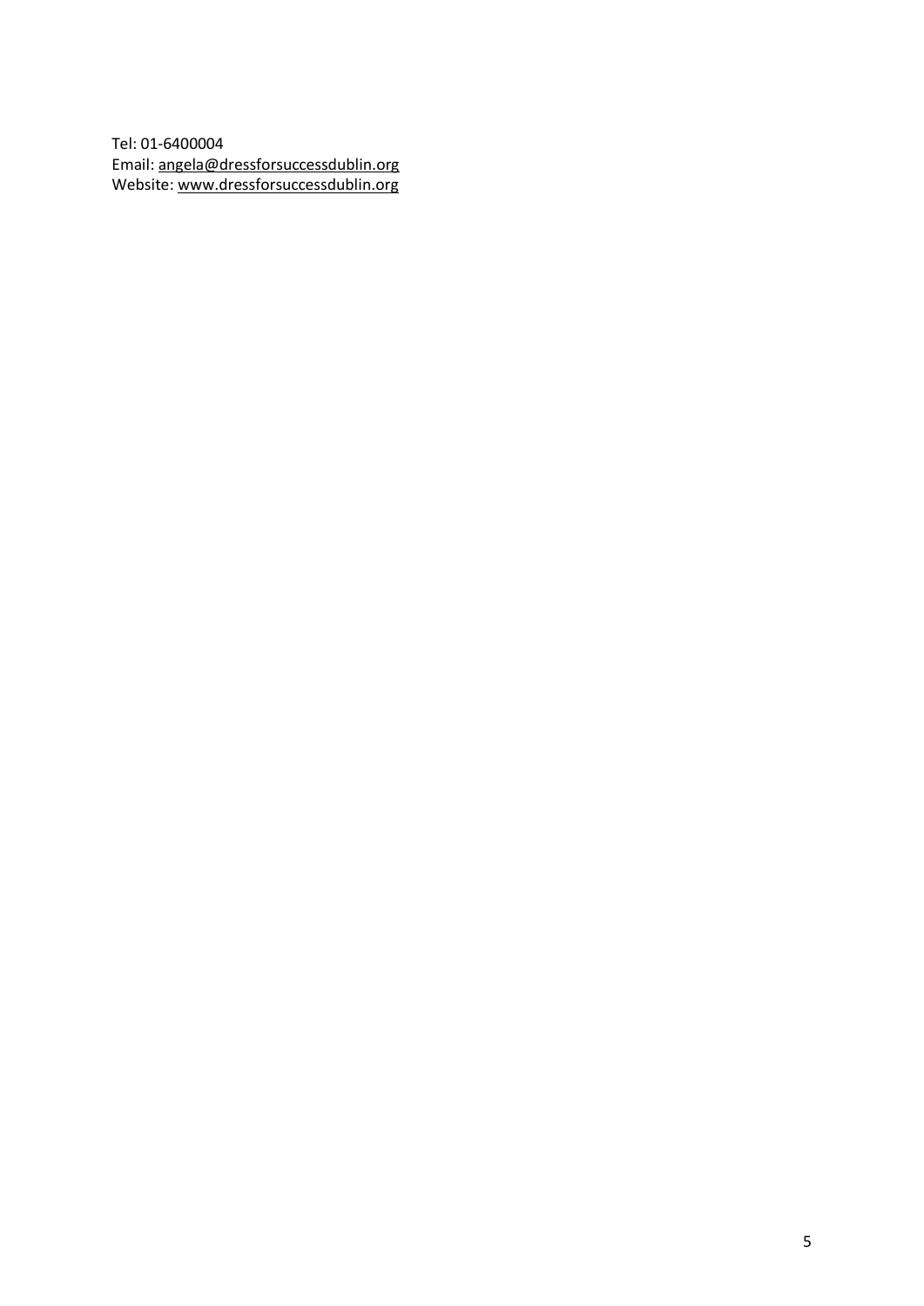Tel: 01-6400004  
Email: angela@dressforsuccessdublin.org  
Website: www.dressforsuccessdublin.org